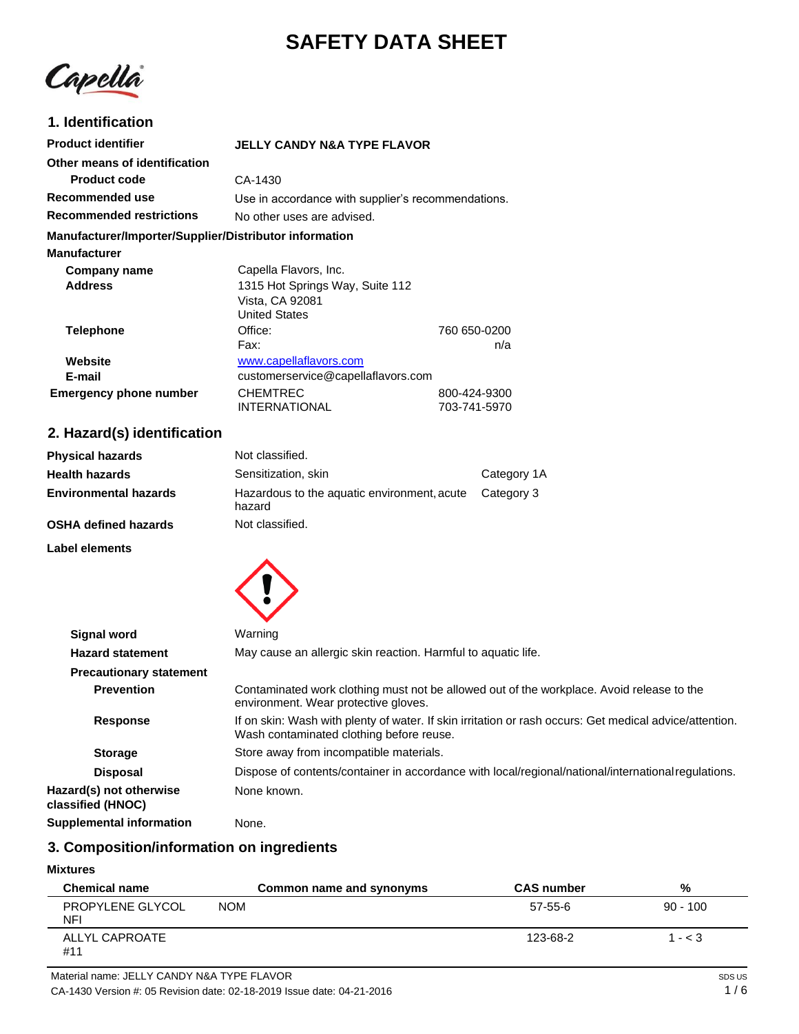# SAFETY DATA SHEET

Capella

## 1. Identification

| | |
|---|---|
| **Product identifier** | **JELLY CANDY N&A TYPE FLAVOR** |
| **Other means of identification** | |
| **Product code** | CA-1430 |
| **Recommended use** | Use in accordance with supplier's recommendations. |
| **Recommended restrictions** | No other uses are advised. |

**Manufacturer/Importer/Supplier/Distributor information**

**Manufacturer**

| | | |
|---|---|---|
| **Company name** | Capella Flavors, Inc. | |
| **Address** | 1315 Hot Springs Way, Suite 112<br>Vista, CA 92081<br>United States | |
| **Telephone** | Office: | 760 650-0200 |
| | Fax: | n/a |
| **Website** | www.capellaflavors.com | |
| **E-mail** | customerservice@capellaflavors.com | |
| **Emergency phone number** | CHEMTREC | 800-424-9300 |
| | INTERNATIONAL | 703-741-5970 |

## 2. Hazard(s) identification

| | | |
|---|---|---|
| **Physical hazards** | Not classified. | |
| **Health hazards** | Sensitization, skin | Category 1A |
| **Environmental hazards** | Hazardous to the aquatic environment, acute hazard | Category 3 |
| **OSHA defined hazards** | Not classified. | |

**Label elements**

| | |
|---|---|
| **Signal word** | Warning |
| **Hazard statement** | May cause an allergic skin reaction. Harmful to aquatic life. |
| **Precautionary statement** | |
| **Prevention** | Contaminated work clothing must not be allowed out of the workplace. Avoid release to the environment. Wear protective gloves. |
| **Response** | If on skin: Wash with plenty of water. If skin irritation or rash occurs: Get medical advice/attention. Wash contaminated clothing before reuse. |
| **Storage** | Store away from incompatible materials. |
| **Disposal** | Dispose of contents/container in accordance with local/regional/national/international regulations. |
| **Hazard(s) not otherwise classified (HNOC)** | None known. |
| **Supplemental information** | None. |

## 3. Composition/information on ingredients

**Mixtures**

| Chemical name | Common name and synonyms | CAS number | % |
|---|---|---|---|
| PROPYLENE GLYCOL NFI | NOM | 57-55-6 | 90 - 100 |
| ALLYL CAPROATE #11 | | 123-68-2 | 1 - < 3 |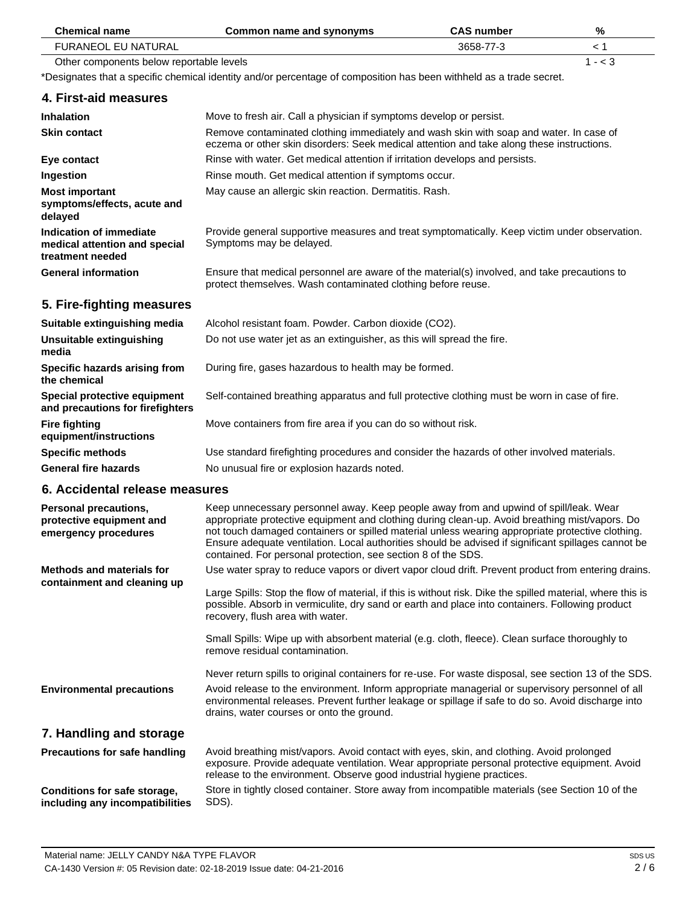| Chemical name | Common name and synonyms | CAS number | % |
|---|---|---|---|
| FURANEOL EU NATURAL | | 3658-77-3 | < 1 |
| Other components below reportable levels | | | 1 - < 3 |

*Designates that a specific chemical identity and/or percentage of composition has been withheld as a trade secret.

## 4. First-aid measures

| | |
|---|---|
| **Inhalation** | Move to fresh air. Call a physician if symptoms develop or persist. |
| **Skin contact** | Remove contaminated clothing immediately and wash skin with soap and water. In case of eczema or other skin disorders: Seek medical attention and take along these instructions. |
| **Eye contact** | Rinse with water. Get medical attention if irritation develops and persists. |
| **Ingestion** | Rinse mouth. Get medical attention if symptoms occur. |
| **Most important symptoms/effects, acute and delayed** | May cause an allergic skin reaction. Dermatitis. Rash. |
| **Indication of immediate medical attention and special treatment needed** | Provide general supportive measures and treat symptomatically. Keep victim under observation. Symptoms may be delayed. |
| **General information** | Ensure that medical personnel are aware of the material(s) involved, and take precautions to protect themselves. Wash contaminated clothing before reuse. |

## 5. Fire-fighting measures

| | |
|---|---|
| **Suitable extinguishing media** | Alcohol resistant foam. Powder. Carbon dioxide ($CO_2$). |
| **Unsuitable extinguishing media** | Do not use water jet as an extinguisher, as this will spread the fire. |
| **Specific hazards arising from the chemical** | During fire, gases hazardous to health may be formed. |
| **Special protective equipment and precautions for firefighters** | Self-contained breathing apparatus and full protective clothing must be worn in case of fire. |
| **Fire fighting equipment/instructions** | Move containers from fire area if you can do so without risk. |
| **Specific methods** | Use standard firefighting procedures and consider the hazards of other involved materials. |
| **General fire hazards** | No unusual fire or explosion hazards noted. |

## 6. Accidental release measures

| | |
|---|---|
| **Personal precautions, protective equipment and emergency procedures** | Keep unnecessary personnel away. Keep people away from and upwind of spill/leak. Wear appropriate protective equipment and clothing during clean-up. Avoid breathing mist/vapors. Do not touch damaged containers or spilled material unless wearing appropriate protective clothing. Ensure adequate ventilation. Local authorities should be advised if significant spillages cannot be contained. For personal protection, see section 8 of the SDS. |
| **Methods and materials for containment and cleaning up** | Use water spray to reduce vapors or divert vapor cloud drift. Prevent product from entering drains.<br><br>Large Spills: Stop the flow of material, if this is without risk. Dike the spilled material, where this is possible. Absorb in vermiculite, dry sand or earth and place into containers. Following product recovery, flush area with water.<br><br>Small Spills: Wipe up with absorbent material (e.g. cloth, fleece). Clean surface thoroughly to remove residual contamination.<br><br>Never return spills to original containers for re-use. For waste disposal, see section 13 of the SDS. |
| **Environmental precautions** | Avoid release to the environment. Inform appropriate managerial or supervisory personnel of all environmental releases. Prevent further leakage or spillage if safe to do so. Avoid discharge into drains, water courses or onto the ground. |

## 7. Handling and storage

| | |
|---|---|
| **Precautions for safe handling** | Avoid breathing mist/vapors. Avoid contact with eyes, skin, and clothing. Avoid prolonged exposure. Provide adequate ventilation. Wear appropriate personal protective equipment. Avoid release to the environment. Observe good industrial hygiene practices. |
| **Conditions for safe storage, including any incompatibilities** | Store in tightly closed container. Store away from incompatible materials (see Section 10 of the SDS). |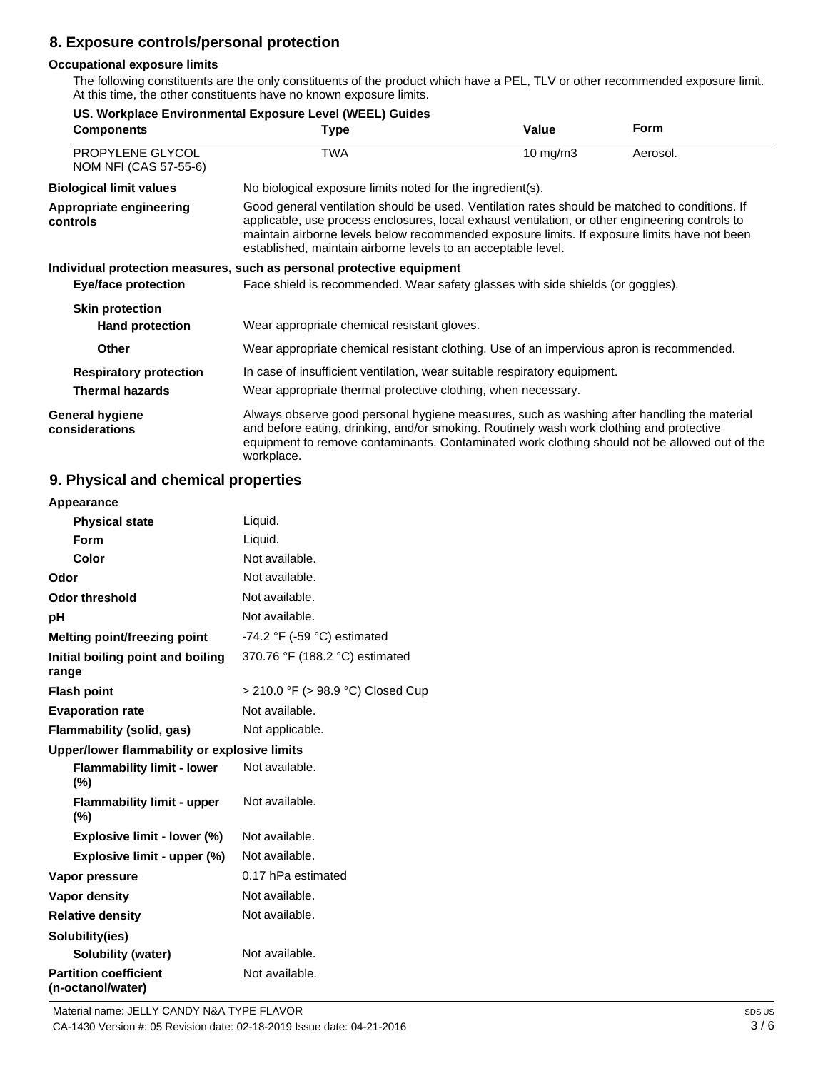## 8. Exposure controls/personal protection

### Occupational exposure limits

The following constituents are the only constituents of the product which have a PEL, TLV or other recommended exposure limit. At this time, the other constituents have no known exposure limits.

**US. Workplace Environmental Exposure Level (WEEL) Guides**

| Components | Type | Value | Form |
|---|---|---|---|
| PROPYLENE GLYCOL NOM NFI (CAS 57-55-6) | TWA | 10 mg/m3 | Aerosol. |

| | |
|---|---|
| **Biological limit values** | No biological exposure limits noted for the ingredient(s). |
| **Appropriate engineering controls** | Good general ventilation should be used. Ventilation rates should be matched to conditions. If applicable, use process enclosures, local exhaust ventilation, or other engineering controls to maintain airborne levels below recommended exposure limits. If exposure limits have not been established, maintain airborne levels to an acceptable level. |

**Individual protection measures, such as personal protective equipment**

| | |
|---|---|
| **Eye/face protection** | Face shield is recommended. Wear safety glasses with side shields (or goggles). |
| **Skin protection** | |
| **Hand protection** | Wear appropriate chemical resistant gloves. |
| **Other** | Wear appropriate chemical resistant clothing. Use of an impervious apron is recommended. |
| **Respiratory protection** | In case of insufficient ventilation, wear suitable respiratory equipment. |
| **Thermal hazards** | Wear appropriate thermal protective clothing, when necessary. |
| **General hygiene considerations** | Always observe good personal hygiene measures, such as washing after handling the material and before eating, drinking, and/or smoking. Routinely wash work clothing and protective equipment to remove contaminants. Contaminated work clothing should not be allowed out of the workplace. |

## 9. Physical and chemical properties

| | |
|---|---|
| **Appearance** | |
| **Physical state** | Liquid. |
| **Form** | Liquid. |
| **Color** | Not available. |
| **Odor** | Not available. |
| **Odor threshold** | Not available. |
| **pH** | Not available. |
| **Melting point/freezing point** | -74.2 °F (-59 °C) estimated |
| **Initial boiling point and boiling range** | 370.76 °F (188.2 °C) estimated |
| **Flash point** | > 210.0 °F (> 98.9 °C) Closed Cup |
| **Evaporation rate** | Not available. |
| **Flammability (solid, gas)** | Not applicable. |
| **Upper/lower flammability or explosive limits** | |
| **Flammability limit - lower (%)** | Not available. |
| **Flammability limit - upper (%)** | Not available. |
| **Explosive limit - lower (%)** | Not available. |
| **Explosive limit - upper (%)** | Not available. |
| **Vapor pressure** | 0.17 hPa estimated |
| **Vapor density** | Not available. |
| **Relative density** | Not available. |
| **Solubility(ies)** | |
| **Solubility (water)** | Not available. |
| **Partition coefficient (n-octanol/water)** | Not available. |

Material name: JELLY CANDY N&A TYPE FLAVOR

CA-1430 Version #: 05 Revision date: 02-18-2019 Issue date: 04-21-2016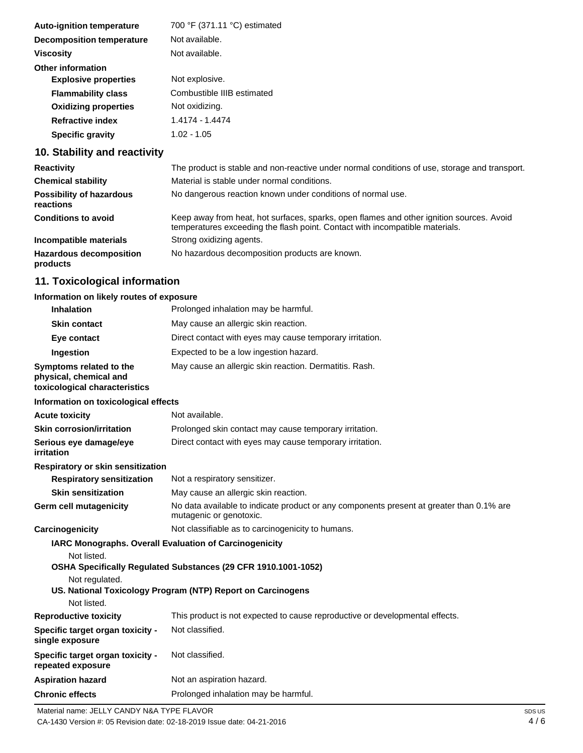| | |
|---|---|
| **Auto-ignition temperature** | 700 °F (371.11 °C) estimated |
| **Decomposition temperature** | Not available. |
| **Viscosity** | Not available. |
| **Other information** | |
| **Explosive properties** | Not explosive. |
| **Flammability class** | Combustible IIIB estimated |
| **Oxidizing properties** | Not oxidizing. |
| **Refractive index** | 1.4174 - 1.4474 |
| **Specific gravity** | 1.02 - 1.05 |

## 10. Stability and reactivity

| | |
|---|---|
| **Reactivity** | The product is stable and non-reactive under normal conditions of use, storage and transport. |
| **Chemical stability** | Material is stable under normal conditions. |
| **Possibility of hazardous reactions** | No dangerous reaction known under conditions of normal use. |
| **Conditions to avoid** | Keep away from heat, hot surfaces, sparks, open flames and other ignition sources. Avoid temperatures exceeding the flash point. Contact with incompatible materials. |
| **Incompatible materials** | Strong oxidizing agents. |
| **Hazardous decomposition products** | No hazardous decomposition products are known. |

## 11. Toxicological information

**Information on likely routes of exposure**

| | |
|---|---|
| **Inhalation** | Prolonged inhalation may be harmful. |
| **Skin contact** | May cause an allergic skin reaction. |
| **Eye contact** | Direct contact with eyes may cause temporary irritation. |
| **Ingestion** | Expected to be a low ingestion hazard. |
| **Symptoms related to the physical, chemical and toxicological characteristics** | May cause an allergic skin reaction. Dermatitis. Rash. |

**Information on toxicological effects**

| | |
|---|---|
| **Acute toxicity** | Not available. |
| **Skin corrosion/irritation** | Prolonged skin contact may cause temporary irritation. |
| **Serious eye damage/eye irritation** | Direct contact with eyes may cause temporary irritation. |
| **Respiratory or skin sensitization** | |
| **Respiratory sensitization** | Not a respiratory sensitizer. |
| **Skin sensitization** | May cause an allergic skin reaction. |
| **Germ cell mutagenicity** | No data available to indicate product or any components present at greater than 0.1% are mutagenic or genotoxic. |
| **Carcinogenicity** | Not classifiable as to carcinogenicity to humans. |

**IARC Monographs. Overall Evaluation of Carcinogenicity**

Not listed.

**OSHA Specifically Regulated Substances (29 CFR 1910.1001-1052)**

Not regulated.

**US. National Toxicology Program (NTP) Report on Carcinogens**

Not listed.

| | |
|---|---|
| **Reproductive toxicity** | This product is not expected to cause reproductive or developmental effects. |
| **Specific target organ toxicity - single exposure** | Not classified. |
| **Specific target organ toxicity - repeated exposure** | Not classified. |
| **Aspiration hazard** | Not an aspiration hazard. |
| **Chronic effects** | Prolonged inhalation may be harmful. |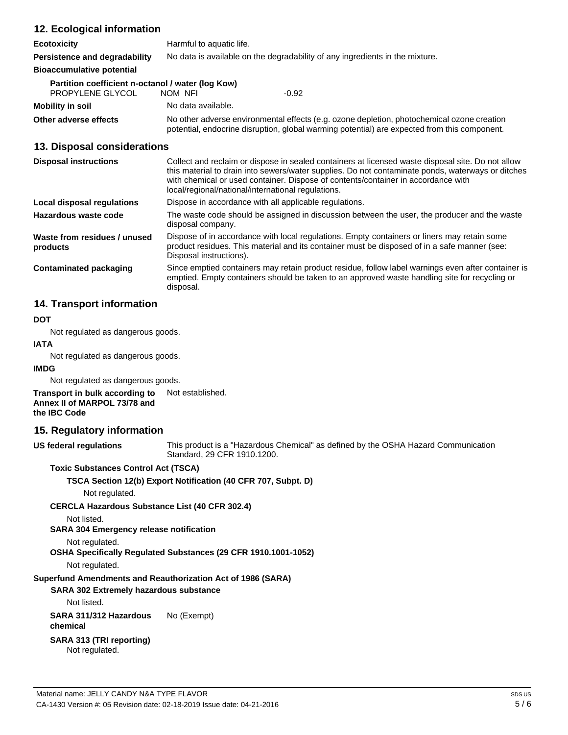## 12. Ecological information

| | |
|---|---|
| **Ecotoxicity** | Harmful to aquatic life. |
| **Persistence and degradability** | No data is available on the degradability of any ingredients in the mixture. |
| **Bioaccumulative potential** | |

**Partition coefficient n-octanol / water (log Kow)**

| | | |
|---|---|---|
| PROPYLENE GLYCOL | NOM NFI | -0.92 |

| | |
|---|---|
| **Mobility in soil** | No data available. |
| **Other adverse effects** | No other adverse environmental effects (e.g. ozone depletion, photochemical ozone creation potential, endocrine disruption, global warming potential) are expected from this component. |

## 13. Disposal considerations

| | |
|---|---|
| **Disposal instructions** | Collect and reclaim or dispose in sealed containers at licensed waste disposal site. Do not allow this material to drain into sewers/water supplies. Do not contaminate ponds, waterways or ditches with chemical or used container. Dispose of contents/container in accordance with local/regional/national/international regulations. |
| **Local disposal regulations** | Dispose in accordance with all applicable regulations. |
| **Hazardous waste code** | The waste code should be assigned in discussion between the user, the producer and the waste disposal company. |
| **Waste from residues / unused products** | Dispose of in accordance with local regulations. Empty containers or liners may retain some product residues. This material and its container must be disposed of in a safe manner (see: Disposal instructions). |
| **Contaminated packaging** | Since emptied containers may retain product residue, follow label warnings even after container is emptied. Empty containers should be taken to an approved waste handling site for recycling or disposal. |

## 14. Transport information

**DOT**

Not regulated as dangerous goods.

**IATA**

Not regulated as dangerous goods.

**IMDG**

Not regulated as dangerous goods.

**Transport in bulk according to Annex II of MARPOL 73/78 and the IBC Code** Not established.

## 15. Regulatory information

**US federal regulations** This product is a "Hazardous Chemical" as defined by the OSHA Hazard Communication Standard, 29 CFR 1910.1200.

**Toxic Substances Control Act (TSCA)**

**TSCA Section 12(b) Export Notification (40 CFR 707, Subpt. D)**

Not regulated.

**CERCLA Hazardous Substance List (40 CFR 302.4)**

Not listed.

**SARA 304 Emergency release notification**

Not regulated.

**OSHA Specifically Regulated Substances (29 CFR 1910.1001-1052)**

Not regulated.

**Superfund Amendments and Reauthorization Act of 1986 (SARA)**

**SARA 302 Extremely hazardous substance**

Not listed.

**SARA 311/312 Hazardous chemical** No (Exempt)

**SARA 313 (TRI reporting)**

Not regulated.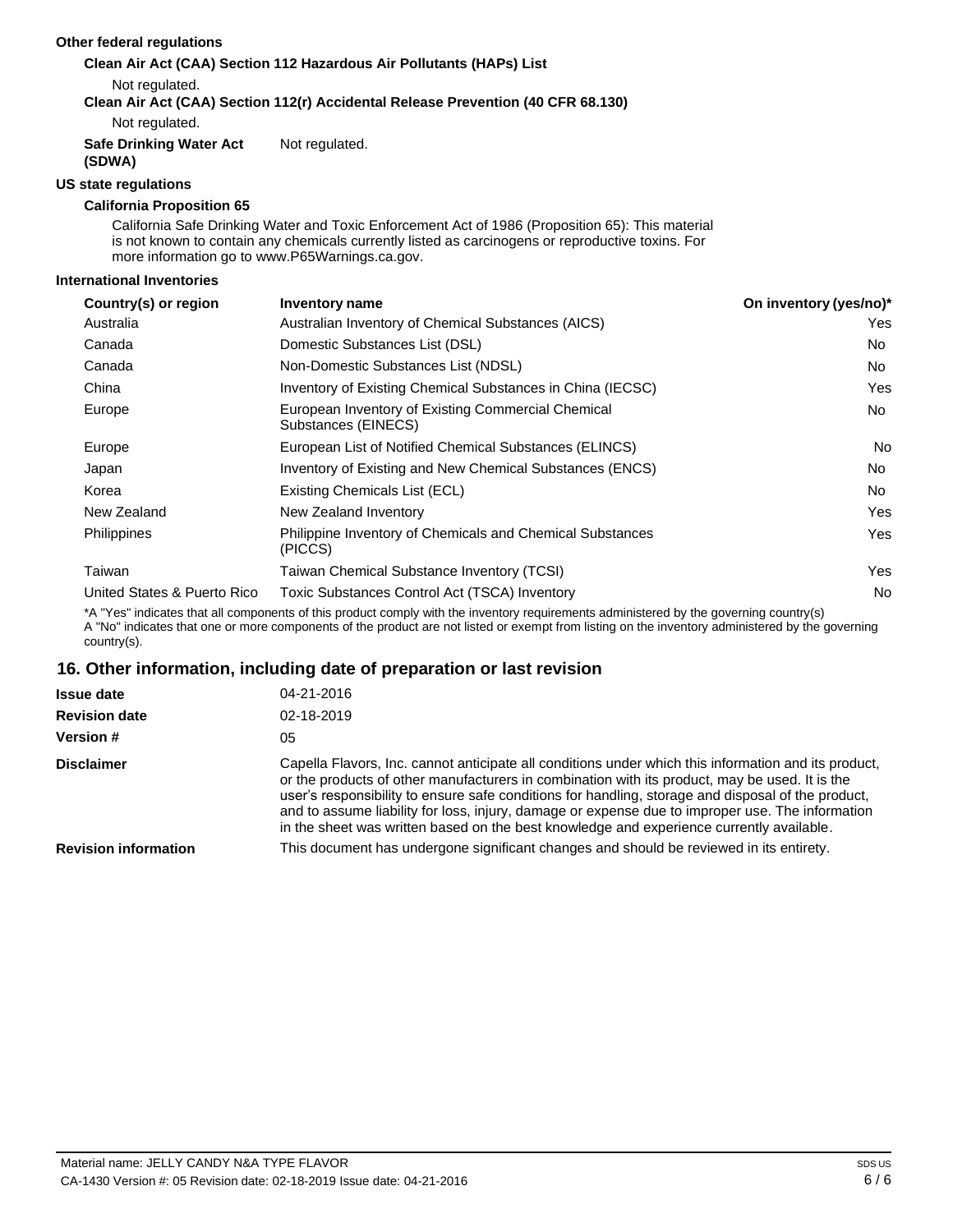**Other federal regulations**

**Clean Air Act (CAA) Section 112 Hazardous Air Pollutants (HAPs) List**

Not regulated.

**Clean Air Act (CAA) Section 112(r) Accidental Release Prevention (40 CFR 68.130)**

Not regulated.

**Safe Drinking Water Act (SDWA)** Not regulated.

**US state regulations**

**California Proposition 65**

California Safe Drinking Water and Toxic Enforcement Act of 1986 (Proposition 65): This material is not known to contain any chemicals currently listed as carcinogens or reproductive toxins. For more information go to www.P65Warnings.ca.gov.

**International Inventories**

| Country(s) or region | Inventory name | On inventory (yes/no)* |
|---|---|---|
| Australia | Australian Inventory of Chemical Substances (AICS) | Yes |
| Canada | Domestic Substances List (DSL) | No |
| Canada | Non-Domestic Substances List (NDSL) | No |
| China | Inventory of Existing Chemical Substances in China (IECSC) | Yes |
| Europe | European Inventory of Existing Commercial Chemical Substances (EINECS) | No |
| Europe | European List of Notified Chemical Substances (ELINCS) | No |
| Japan | Inventory of Existing and New Chemical Substances (ENCS) | No |
| Korea | Existing Chemicals List (ECL) | No |
| New Zealand | New Zealand Inventory | Yes |
| Philippines | Philippine Inventory of Chemicals and Chemical Substances (PICCS) | Yes |
| Taiwan | Taiwan Chemical Substance Inventory (TCSI) | Yes |
| United States & Puerto Rico | Toxic Substances Control Act (TSCA) Inventory | No |

*A "Yes" indicates that all components of this product comply with the inventory requirements administered by the governing country(s)
A "No" indicates that one or more components of the product are not listed or exempt from listing on the inventory administered by the governing country(s).

## 16. Other information, including date of preparation or last revision

**Issue date** 04-21-2016

**Revision date** 02-18-2019

**Version #** 05

**Disclaimer** Capella Flavors, Inc. cannot anticipate all conditions under which this information and its product, or the products of other manufacturers in combination with its product, may be used. It is the user's responsibility to ensure safe conditions for handling, storage and disposal of the product, and to assume liability for loss, injury, damage or expense due to improper use. The information in the sheet was written based on the best knowledge and experience currently available.

**Revision information** This document has undergone significant changes and should be reviewed in its entirety.